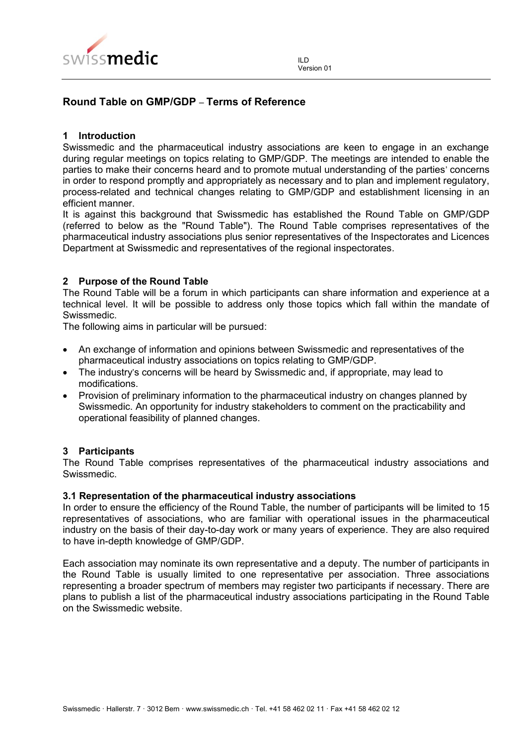ILD
Version 01

# Round Table on GMP/GDP – Terms of Reference

## 1 Introduction

Swissmedic and the pharmaceutical industry associations are keen to engage in an exchange during regular meetings on topics relating to GMP/GDP. The meetings are intended to enable the parties to make their concerns heard and to promote mutual understanding of the parties' concerns in order to respond promptly and appropriately as necessary and to plan and implement regulatory, process-related and technical changes relating to GMP/GDP and establishment licensing in an efficient manner.

It is against this background that Swissmedic has established the Round Table on GMP/GDP (referred to below as the "Round Table"). The Round Table comprises representatives of the pharmaceutical industry associations plus senior representatives of the Inspectorates and Licences Department at Swissmedic and representatives of the regional inspectorates.

## 2 Purpose of the Round Table

The Round Table will be a forum in which participants can share information and experience at a technical level. It will be possible to address only those topics which fall within the mandate of Swissmedic.

The following aims in particular will be pursued:

- An exchange of information and opinions between Swissmedic and representatives of the pharmaceutical industry associations on topics relating to GMP/GDP.
- The industry's concerns will be heard by Swissmedic and, if appropriate, may lead to modifications.
- Provision of preliminary information to the pharmaceutical industry on changes planned by Swissmedic. An opportunity for industry stakeholders to comment on the practicability and operational feasibility of planned changes.

## 3 Participants

The Round Table comprises representatives of the pharmaceutical industry associations and Swissmedic.

### 3.1 Representation of the pharmaceutical industry associations

In order to ensure the efficiency of the Round Table, the number of participants will be limited to 15 representatives of associations, who are familiar with operational issues in the pharmaceutical industry on the basis of their day-to-day work or many years of experience. They are also required to have in-depth knowledge of GMP/GDP.

Each association may nominate its own representative and a deputy. The number of participants in the Round Table is usually limited to one representative per association. Three associations representing a broader spectrum of members may register two participants if necessary. There are plans to publish a list of the pharmaceutical industry associations participating in the Round Table on the Swissmedic website.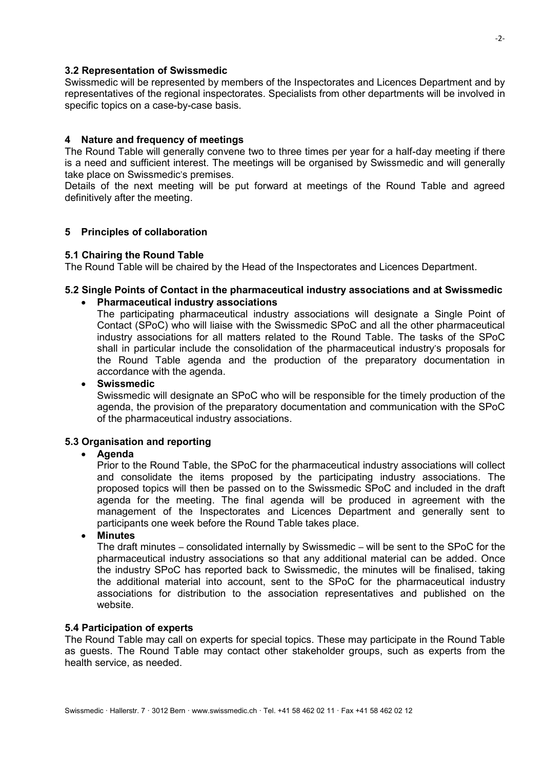### 3.2 Representation of Swissmedic

Swissmedic will be represented by members of the Inspectorates and Licences Department and by representatives of the regional inspectorates. Specialists from other departments will be involved in specific topics on a case-by-case basis.

## 4 Nature and frequency of meetings

The Round Table will generally convene two to three times per year for a half-day meeting if there is a need and sufficient interest. The meetings will be organised by Swissmedic and will generally take place on Swissmedic's premises.

Details of the next meeting will be put forward at meetings of the Round Table and agreed definitively after the meeting.

## 5 Principles of collaboration

### 5.1 Chairing the Round Table

The Round Table will be chaired by the Head of the Inspectorates and Licences Department.

### 5.2 Single Points of Contact in the pharmaceutical industry associations and at Swissmedic

- **Pharmaceutical industry associations**
  The participating pharmaceutical industry associations will designate a Single Point of Contact (SPoC) who will liaise with the Swissmedic SPoC and all the other pharmaceutical industry associations for all matters related to the Round Table. The tasks of the SPoC shall in particular include the consolidation of the pharmaceutical industry's proposals for the Round Table agenda and the production of the preparatory documentation in accordance with the agenda.
- **Swissmedic**
  Swissmedic will designate an SPoC who will be responsible for the timely production of the agenda, the provision of the preparatory documentation and communication with the SPoC of the pharmaceutical industry associations.

### 5.3 Organisation and reporting

- **Agenda**
  Prior to the Round Table, the SPoC for the pharmaceutical industry associations will collect and consolidate the items proposed by the participating industry associations. The proposed topics will then be passed on to the Swissmedic SPoC and included in the draft agenda for the meeting. The final agenda will be produced in agreement with the management of the Inspectorates and Licences Department and generally sent to participants one week before the Round Table takes place.
- **Minutes**
  The draft minutes – consolidated internally by Swissmedic – will be sent to the SPoC for the pharmaceutical industry associations so that any additional material can be added. Once the industry SPoC has reported back to Swissmedic, the minutes will be finalised, taking the additional material into account, sent to the SPoC for the pharmaceutical industry associations for distribution to the association representatives and published on the website.

### 5.4 Participation of experts

The Round Table may call on experts for special topics. These may participate in the Round Table as guests. The Round Table may contact other stakeholder groups, such as experts from the health service, as needed.